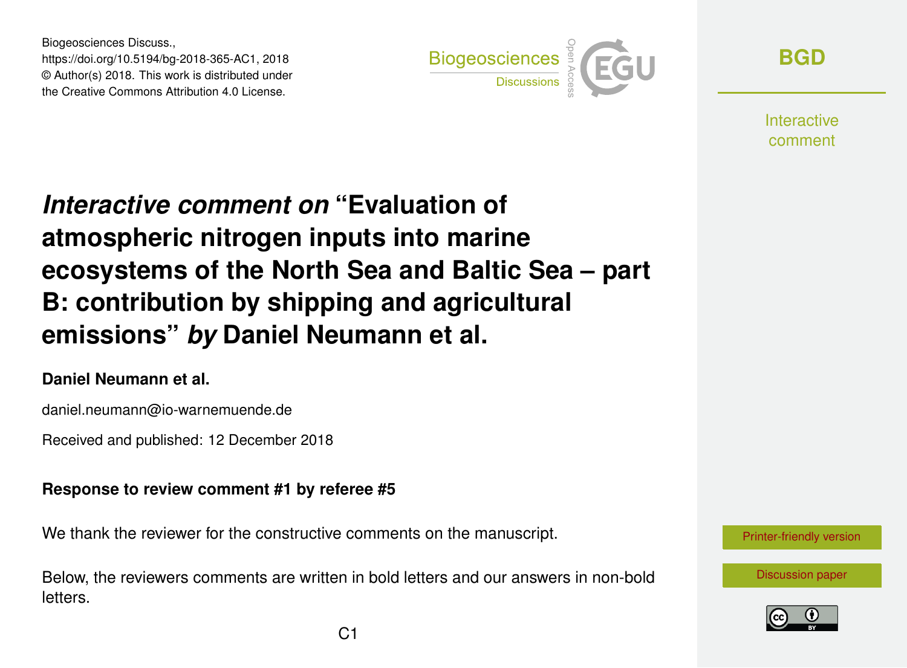Biogeosciences Discuss.,
https://doi.org/10.5194/bg-2018-365-AC1, 2018
© Author(s) 2018. This work is distributed under
the Creative Commons Attribution 4.0 License.

# *Interactive comment on* "Evaluation of atmospheric nitrogen inputs into marine ecosystems of the North Sea and Baltic Sea – part B: contribution by shipping and agricultural emissions" *by* Daniel Neumann et al.

**Daniel Neumann et al.**

daniel.neumann@io-warnemuende.de

Received and published: 12 December 2018

**Response to review comment #1 by referee #5**

We thank the reviewer for the constructive comments on the manuscript.

Below, the reviewers comments are written in bold letters and our answers in non-bold letters.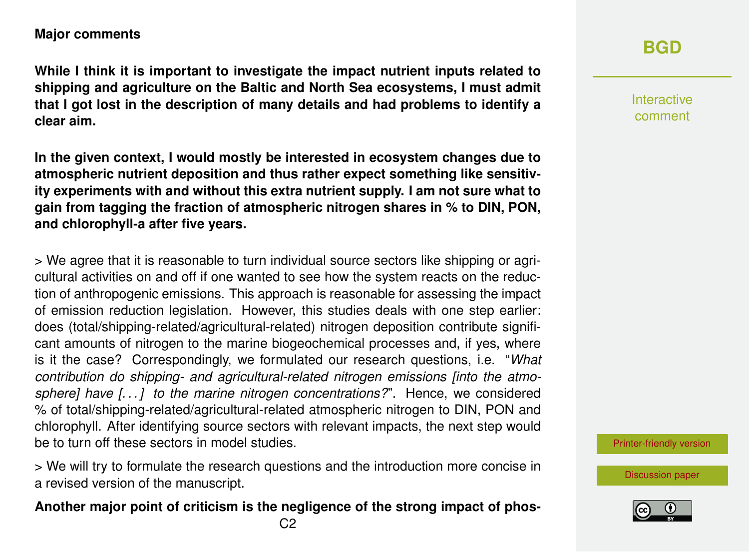**Major comments**

**While I think it is important to investigate the impact nutrient inputs related to shipping and agriculture on the Baltic and North Sea ecosystems, I must admit that I got lost in the description of many details and had problems to identify a clear aim.**

**In the given context, I would mostly be interested in ecosystem changes due to atmospheric nutrient deposition and thus rather expect something like sensitivity experiments with and without this extra nutrient supply. I am not sure what to gain from tagging the fraction of atmospheric nitrogen shares in % to DIN, PON, and chlorophyll-a after five years.**

> We agree that it is reasonable to turn individual source sectors like shipping or agricultural activities on and off if one wanted to see how the system reacts on the reduction of anthropogenic emissions. This approach is reasonable for assessing the impact of emission reduction legislation. However, this studies deals with one step earlier: does (total/shipping-related/agricultural-related) nitrogen deposition contribute significant amounts of nitrogen to the marine biogeochemical processes and, if yes, where is it the case? Correspondingly, we formulated our research questions, i.e. "*What contribution do shipping- and agricultural-related nitrogen emissions [into the atmosphere] have [. . . ] to the marine nitrogen concentrations?*". Hence, we considered % of total/shipping-related/agricultural-related atmospheric nitrogen to DIN, PON and chlorophyll. After identifying source sectors with relevant impacts, the next step would be to turn off these sectors in model studies.

> We will try to formulate the research questions and the introduction more concise in a revised version of the manuscript.

**Another major point of criticism is the negligence of the strong impact of phos-**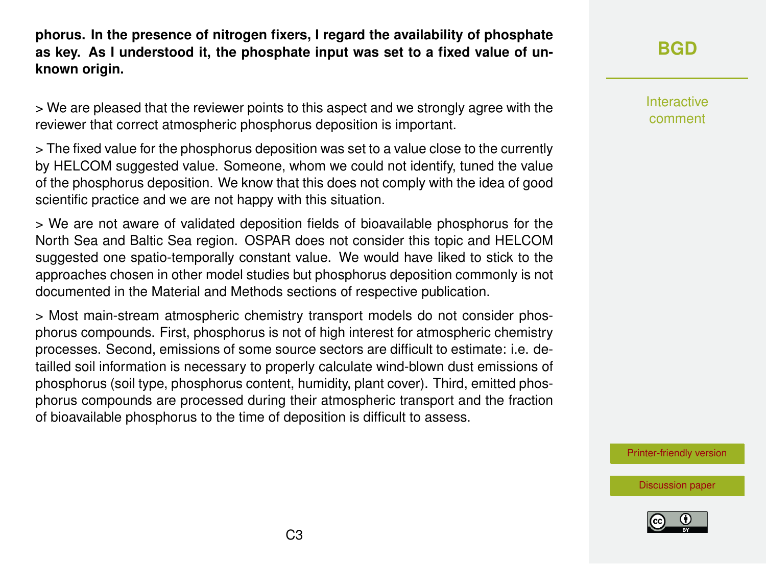**phorus. In the presence of nitrogen fixers, I regard the availability of phosphate as key. As I understood it, the phosphate input was set to a fixed value of unknown origin.**

> We are pleased that the reviewer points to this aspect and we strongly agree with the reviewer that correct atmospheric phosphorus deposition is important.

> The fixed value for the phosphorus deposition was set to a value close to the currently by HELCOM suggested value. Someone, whom we could not identify, tuned the value of the phosphorus deposition. We know that this does not comply with the idea of good scientific practice and we are not happy with this situation.

> We are not aware of validated deposition fields of bioavailable phosphorus for the North Sea and Baltic Sea region. OSPAR does not consider this topic and HELCOM suggested one spatio-temporally constant value. We would have liked to stick to the approaches chosen in other model studies but phosphorus deposition commonly is not documented in the Material and Methods sections of respective publication.

> Most main-stream atmospheric chemistry transport models do not consider phosphorus compounds. First, phosphorus is not of high interest for atmospheric chemistry processes. Second, emissions of some source sectors are difficult to estimate: i.e. detailled soil information is necessary to properly calculate wind-blown dust emissions of phosphorus (soil type, phosphorus content, humidity, plant cover). Third, emitted phosphorus compounds are processed during their atmospheric transport and the fraction of bioavailable phosphorus to the time of deposition is difficult to assess.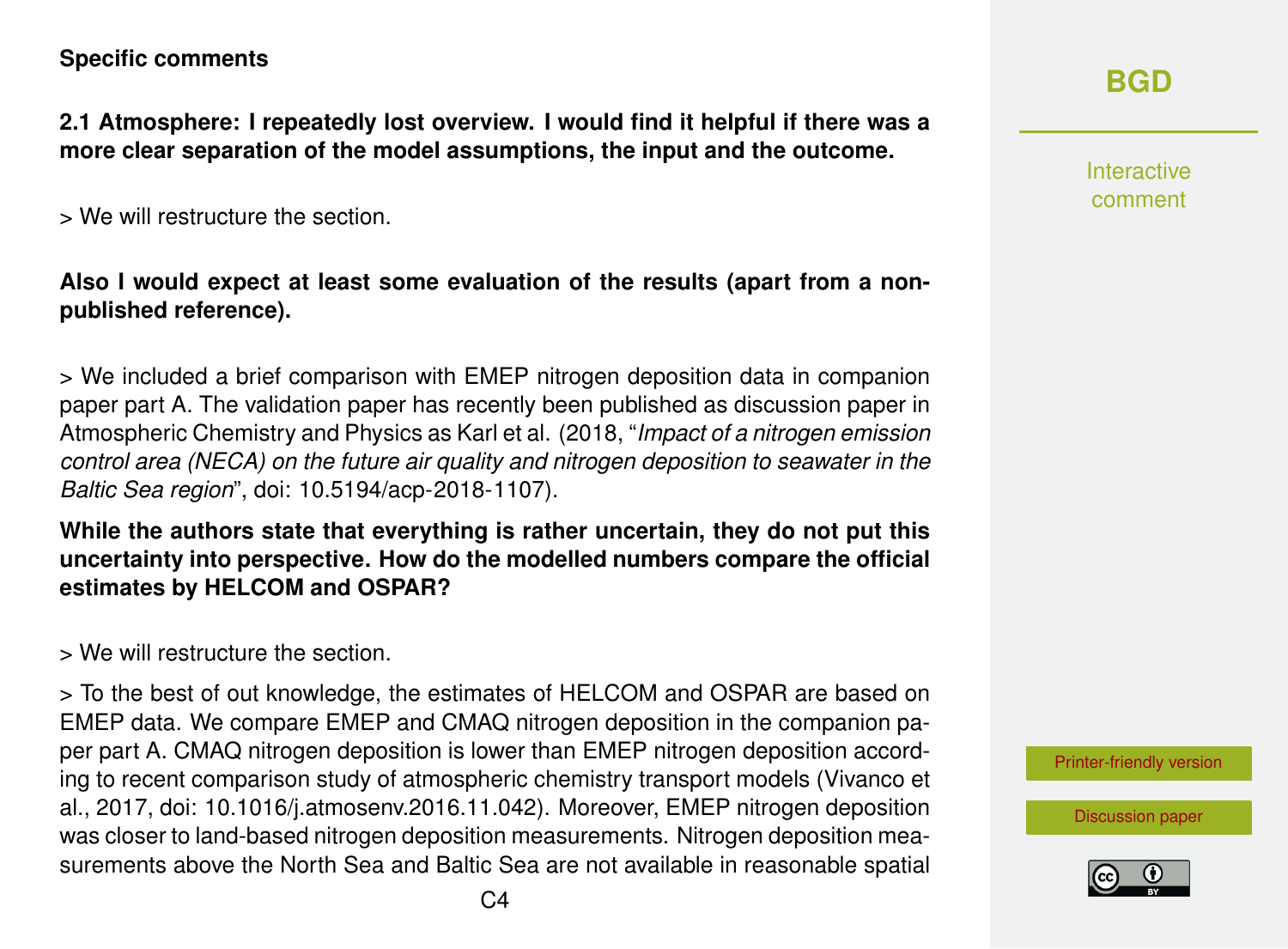**Specific comments**

**2.1 Atmosphere: I repeatedly lost overview. I would find it helpful if there was a more clear separation of the model assumptions, the input and the outcome.**

> We will restructure the section.

**Also I would expect at least some evaluation of the results (apart from a non-published reference).**

> We included a brief comparison with EMEP nitrogen deposition data in companion paper part A. The validation paper has recently been published as discussion paper in Atmospheric Chemistry and Physics as Karl et al. (2018, "*Impact of a nitrogen emission control area (NECA) on the future air quality and nitrogen deposition to seawater in the Baltic Sea region*", doi: 10.5194/acp-2018-1107).

**While the authors state that everything is rather uncertain, they do not put this uncertainty into perspective. How do the modelled numbers compare the official estimates by HELCOM and OSPAR?**

> We will restructure the section.

> To the best of out knowledge, the estimates of HELCOM and OSPAR are based on EMEP data. We compare EMEP and CMAQ nitrogen deposition in the companion paper part A. CMAQ nitrogen deposition is lower than EMEP nitrogen deposition according to recent comparison study of atmospheric chemistry transport models (Vivanco et al., 2017, doi: 10.1016/j.atmosenv.2016.11.042). Moreover, EMEP nitrogen deposition was closer to land-based nitrogen deposition measurements. Nitrogen deposition measurements above the North Sea and Baltic Sea are not available in reasonable spatial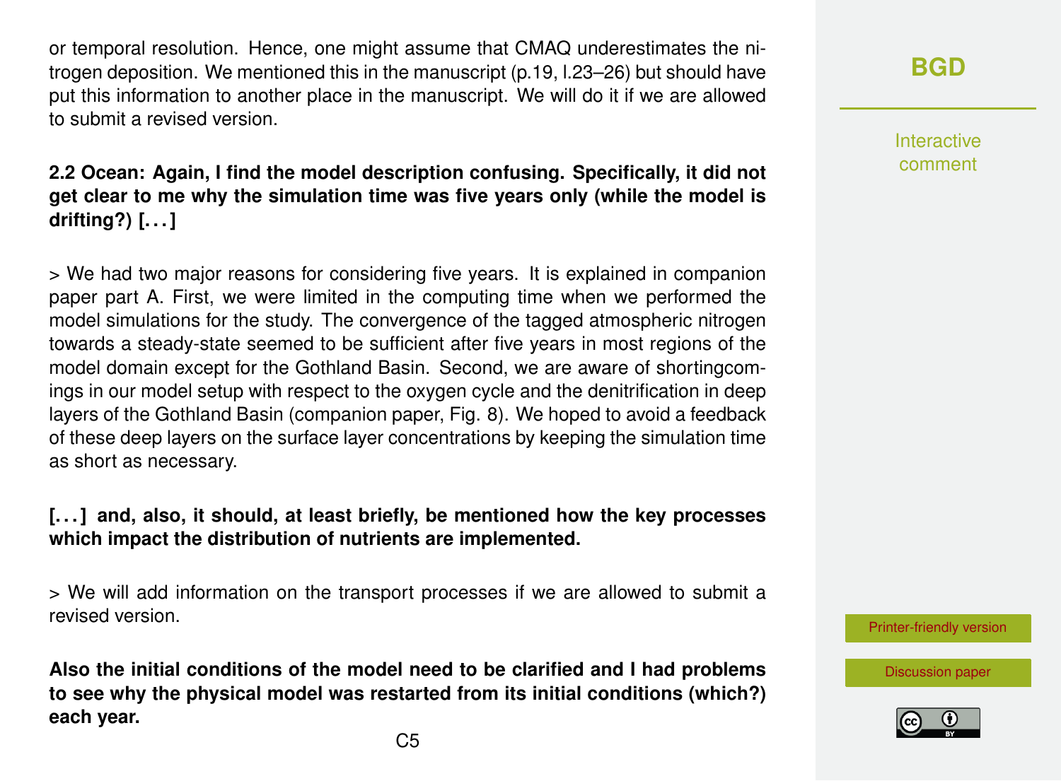or temporal resolution. Hence, one might assume that CMAQ underestimates the nitrogen deposition. We mentioned this in the manuscript (p.19, l.23–26) but should have put this information to another place in the manuscript. We will do it if we are allowed to submit a revised version.

**2.2 Ocean: Again, I find the model description confusing. Specifically, it did not get clear to me why the simulation time was five years only (while the model is drifting?) [. . . ]**

> We had two major reasons for considering five years. It is explained in companion paper part A. First, we were limited in the computing time when we performed the model simulations for the study. The convergence of the tagged atmospheric nitrogen towards a steady-state seemed to be sufficient after five years in most regions of the model domain except for the Gothland Basin. Second, we are aware of shortingcomings in our model setup with respect to the oxygen cycle and the denitrification in deep layers of the Gothland Basin (companion paper, Fig. 8). We hoped to avoid a feedback of these deep layers on the surface layer concentrations by keeping the simulation time as short as necessary.

**[. . . ] and, also, it should, at least briefly, be mentioned how the key processes which impact the distribution of nutrients are implemented.**

> We will add information on the transport processes if we are allowed to submit a revised version.

**Also the initial conditions of the model need to be clarified and I had problems to see why the physical model was restarted from its initial conditions (which?) each year.**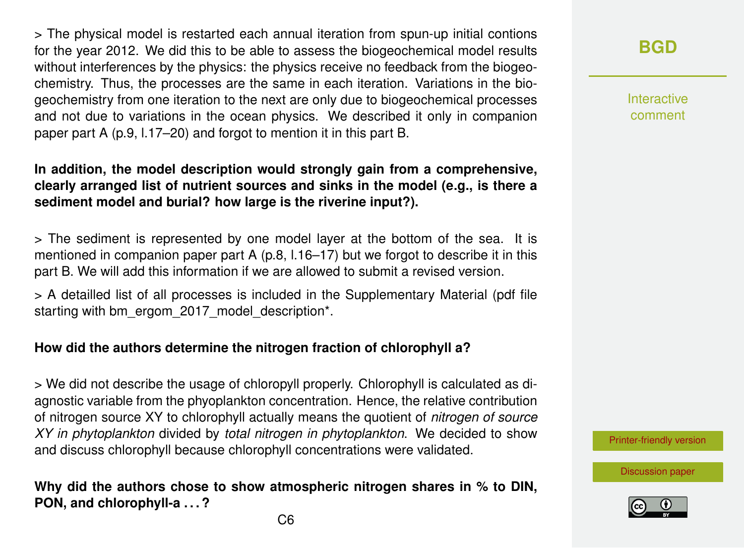> The physical model is restarted each annual iteration from spun-up initial contions for the year 2012. We did this to be able to assess the biogeochemical model results without interferences by the physics: the physics receive no feedback from the biogeochemistry. Thus, the processes are the same in each iteration. Variations in the biogeochemistry from one iteration to the next are only due to biogeochemical processes and not due to variations in the ocean physics. We described it only in companion paper part A (p.9, l.17–20) and forgot to mention it in this part B.

**In addition, the model description would strongly gain from a comprehensive, clearly arranged list of nutrient sources and sinks in the model (e.g., is there a sediment model and burial? how large is the riverine input?).**

> The sediment is represented by one model layer at the bottom of the sea. It is mentioned in companion paper part A (p.8, l.16–17) but we forgot to describe it in this part B. We will add this information if we are allowed to submit a revised version.

> A detailled list of all processes is included in the Supplementary Material (pdf file starting with bm_ergom_2017_model_description*.

**How did the authors determine the nitrogen fraction of chlorophyll a?**

> We did not describe the usage of chloropyll properly. Chlorophyll is calculated as diagnostic variable from the phyoplankton concentration. Hence, the relative contribution of nitrogen source XY to chlorophyll actually means the quotient of *nitrogen of source XY in phytoplankton* divided by *total nitrogen in phytoplankton*. We decided to show and discuss chlorophyll because chlorophyll concentrations were validated.

**Why did the authors chose to show atmospheric nitrogen shares in % to DIN, PON, and chlorophyll-a . . . ?**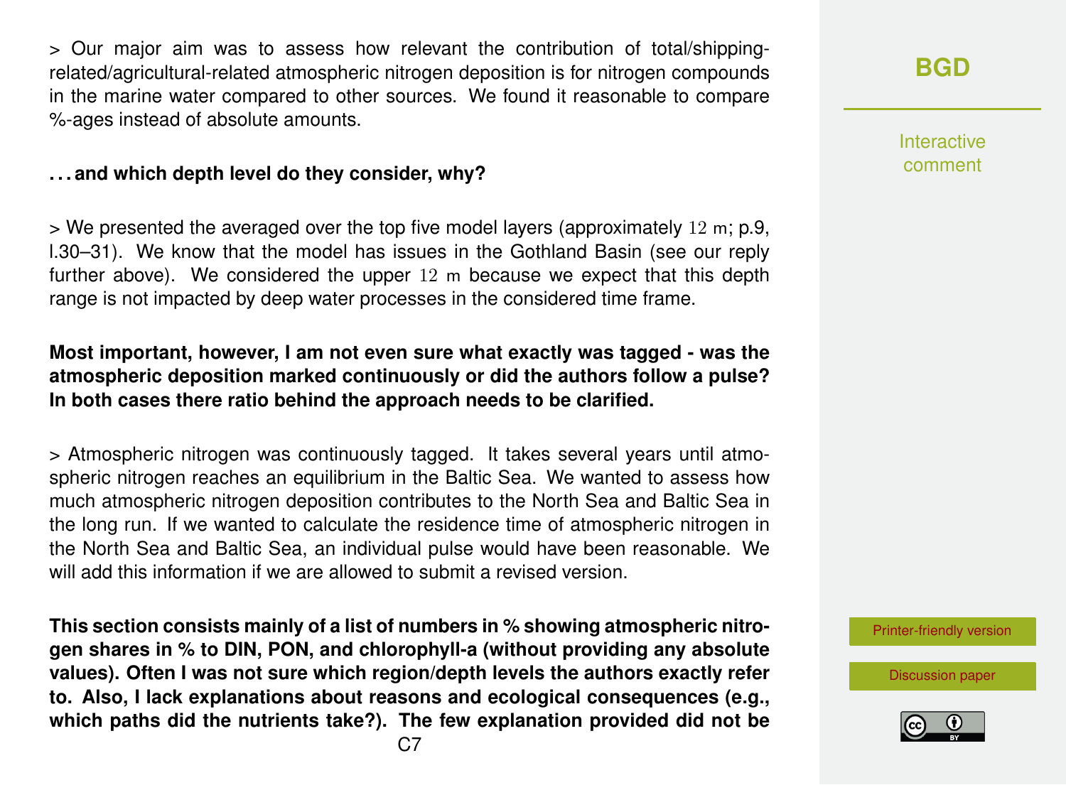> Our major aim was to assess how relevant the contribution of total/shipping-related/agricultural-related atmospheric nitrogen deposition is for nitrogen compounds in the marine water compared to other sources. We found it reasonable to compare %-ages instead of absolute amounts.

**. . . and which depth level do they consider, why?**

> We presented the averaged over the top five model layers (approximately $12$ m; p.9, l.30–31). We know that the model has issues in the Gothland Basin (see our reply further above). We considered the upper $12$ m because we expect that this depth range is not impacted by deep water processes in the considered time frame.

**Most important, however, I am not even sure what exactly was tagged - was the atmospheric deposition marked continuously or did the authors follow a pulse? In both cases there ratio behind the approach needs to be clarified.**

> Atmospheric nitrogen was continuously tagged. It takes several years until atmospheric nitrogen reaches an equilibrium in the Baltic Sea. We wanted to assess how much atmospheric nitrogen deposition contributes to the North Sea and Baltic Sea in the long run. If we wanted to calculate the residence time of atmospheric nitrogen in the North Sea and Baltic Sea, an individual pulse would have been reasonable. We will add this information if we are allowed to submit a revised version.

**This section consists mainly of a list of numbers in % showing atmospheric nitrogen shares in % to DIN, PON, and chlorophyll-a (without providing any absolute values). Often I was not sure which region/depth levels the authors exactly refer to. Also, I lack explanations about reasons and ecological consequences (e.g., which paths did the nutrients take?). The few explanation provided did not be**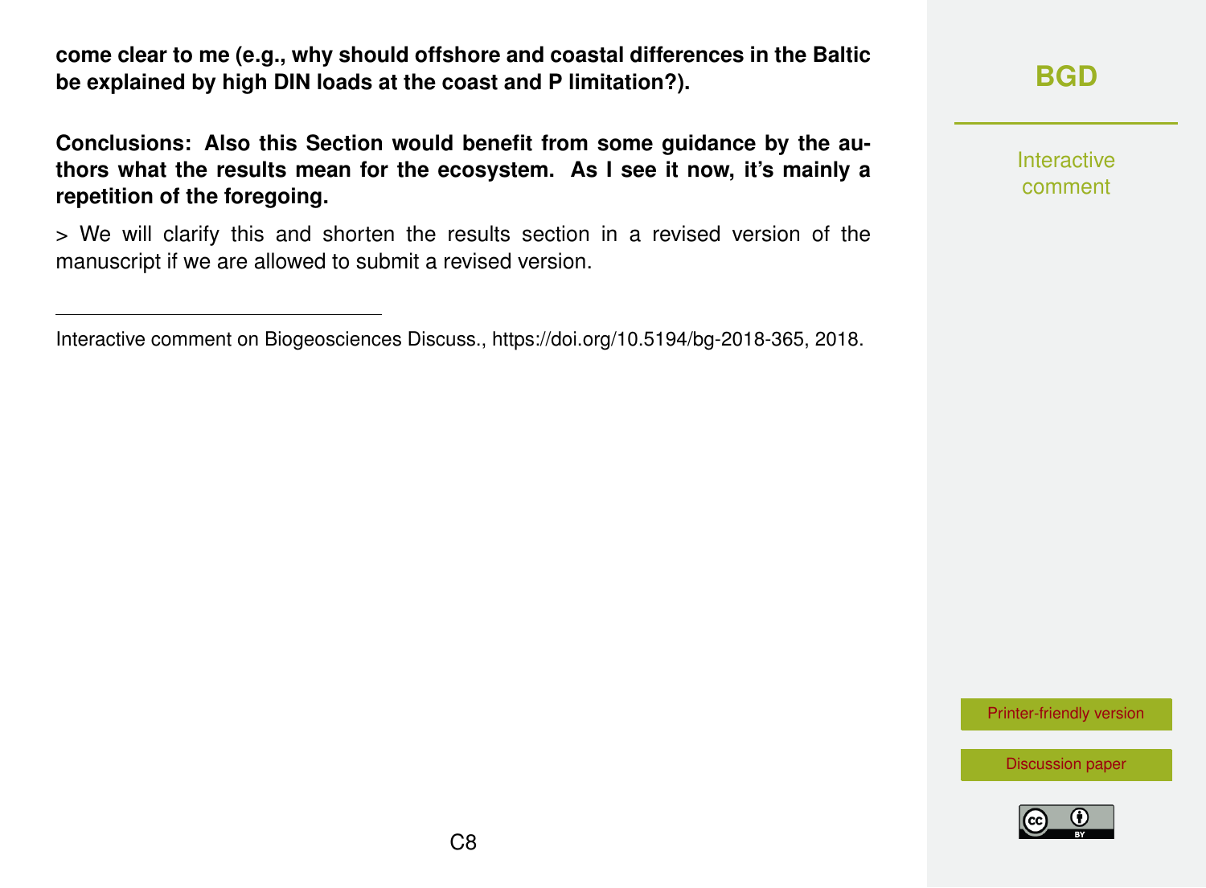**come clear to me (e.g., why should offshore and coastal differences in the Baltic be explained by high DIN loads at the coast and P limitation?).**

**Conclusions: Also this Section would benefit from some guidance by the authors what the results mean for the ecosystem. As I see it now, it's mainly a repetition of the foregoing.**

> We will clarify this and shorten the results section in a revised version of the manuscript if we are allowed to submit a revised version.

---

Interactive comment on Biogeosciences Discuss., https://doi.org/10.5194/bg-2018-365, 2018.